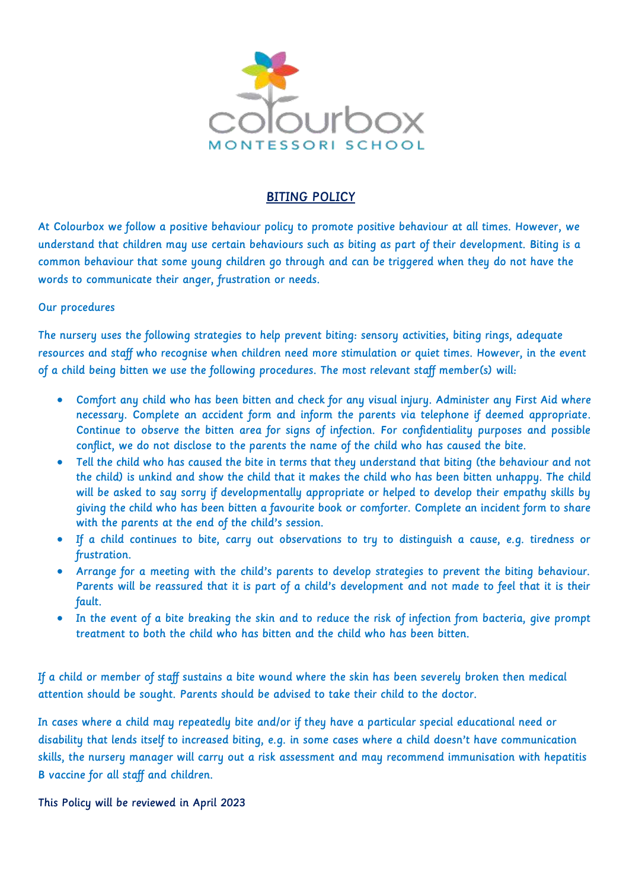colourbox
MONTESSORI SCHOOL

# BITING POLICY

At Colourbox we follow a positive behaviour policy to promote positive behaviour at all times. However, we understand that children may use certain behaviours such as biting as part of their development. Biting is a common behaviour that some young children go through and can be triggered when they do not have the words to communicate their anger, frustration or needs.

Our procedures

The nursery uses the following strategies to help prevent biting: sensory activities, biting rings, adequate resources and staff who recognise when children need more stimulation or quiet times. However, in the event of a child being bitten we use the following procedures. The most relevant staff member(s) will:

- Comfort any child who has been bitten and check for any visual injury. Administer any First Aid where necessary. Complete an accident form and inform the parents via telephone if deemed appropriate. Continue to observe the bitten area for signs of infection. For confidentiality purposes and possible conflict, we do not disclose to the parents the name of the child who has caused the bite.
- Tell the child who has caused the bite in terms that they understand that biting (the behaviour and not the child) is unkind and show the child that it makes the child who has been bitten unhappy. The child will be asked to say sorry if developmentally appropriate or helped to develop their empathy skills by giving the child who has been bitten a favourite book or comforter. Complete an incident form to share with the parents at the end of the child's session.
- If a child continues to bite, carry out observations to try to distinguish a cause, e.g. tiredness or frustration.
- Arrange for a meeting with the child's parents to develop strategies to prevent the biting behaviour. Parents will be reassured that it is part of a child's development and not made to feel that it is their fault.
- In the event of a bite breaking the skin and to reduce the risk of infection from bacteria, give prompt treatment to both the child who has bitten and the child who has been bitten.

If a child or member of staff sustains a bite wound where the skin has been severely broken then medical attention should be sought. Parents should be advised to take their child to the doctor.

In cases where a child may repeatedly bite and/or if they have a particular special educational need or disability that lends itself to increased biting, e.g. in some cases where a child doesn't have communication skills, the nursery manager will carry out a risk assessment and may recommend immunisation with hepatitis B vaccine for all staff and children.

This Policy will be reviewed in April 2023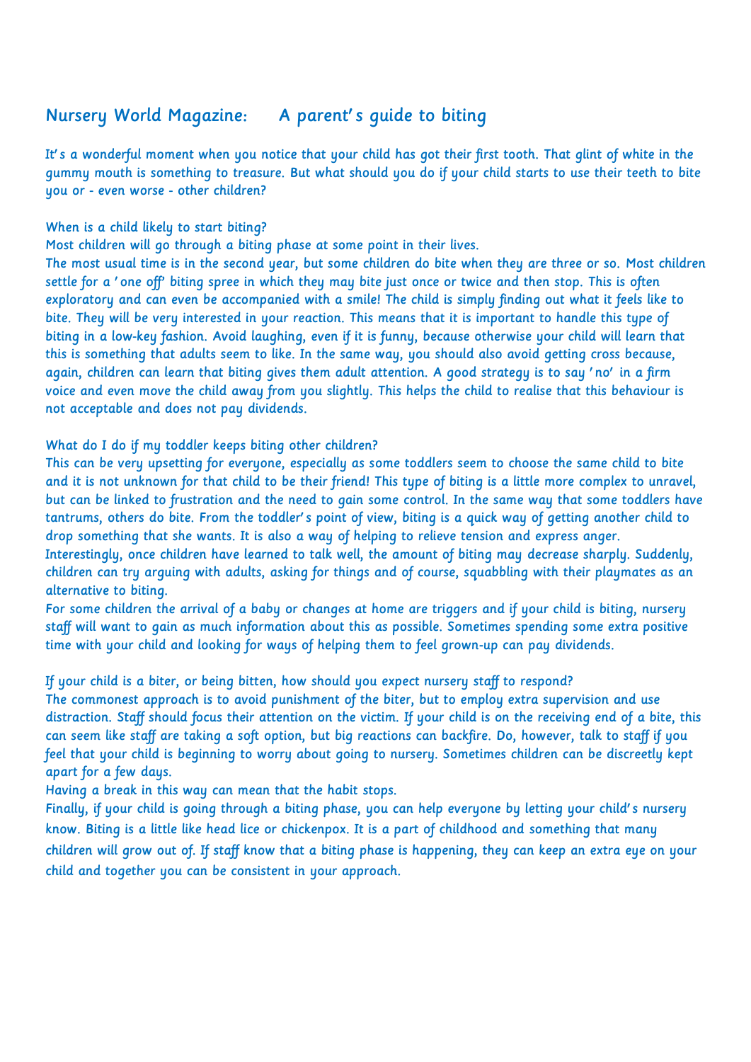# Nursery World Magazine: A parent's guide to biting

It's a wonderful moment when you notice that your child has got their first tooth. That glint of white in the gummy mouth is something to treasure. But what should you do if your child starts to use their teeth to bite you or - even worse - other children?

## When is a child likely to start biting?

Most children will go through a biting phase at some point in their lives.

The most usual time is in the second year, but some children do bite when they are three or so. Most children settle for a 'one off' biting spree in which they may bite just once or twice and then stop. This is often exploratory and can even be accompanied with a smile! The child is simply finding out what it feels like to bite. They will be very interested in your reaction. This means that it is important to handle this type of biting in a low-key fashion. Avoid laughing, even if it is funny, because otherwise your child will learn that this is something that adults seem to like. In the same way, you should also avoid getting cross because, again, children can learn that biting gives them adult attention. A good strategy is to say 'no' in a firm voice and even move the child away from you slightly. This helps the child to realise that this behaviour is not acceptable and does not pay dividends.

## What do I do if my toddler keeps biting other children?

This can be very upsetting for everyone, especially as some toddlers seem to choose the same child to bite and it is not unknown for that child to be their friend! This type of biting is a little more complex to unravel, but can be linked to frustration and the need to gain some control. In the same way that some toddlers have tantrums, others do bite. From the toddler's point of view, biting is a quick way of getting another child to drop something that she wants. It is also a way of helping to relieve tension and express anger.

Interestingly, once children have learned to talk well, the amount of biting may decrease sharply. Suddenly, children can try arguing with adults, asking for things and of course, squabbling with their playmates as an alternative to biting.

For some children the arrival of a baby or changes at home are triggers and if your child is biting, nursery staff will want to gain as much information about this as possible. Sometimes spending some extra positive time with your child and looking for ways of helping them to feel grown-up can pay dividends.

## If your child is a biter, or being bitten, how should you expect nursery staff to respond?

The commonest approach is to avoid punishment of the biter, but to employ extra supervision and use distraction. Staff should focus their attention on the victim. If your child is on the receiving end of a bite, this can seem like staff are taking a soft option, but big reactions can backfire. Do, however, talk to staff if you feel that your child is beginning to worry about going to nursery. Sometimes children can be discreetly kept apart for a few days.

Having a break in this way can mean that the habit stops.

Finally, if your child is going through a biting phase, you can help everyone by letting your child's nursery know. Biting is a little like head lice or chickenpox. It is a part of childhood and something that many children will grow out of. If staff know that a biting phase is happening, they can keep an extra eye on your child and together you can be consistent in your approach.